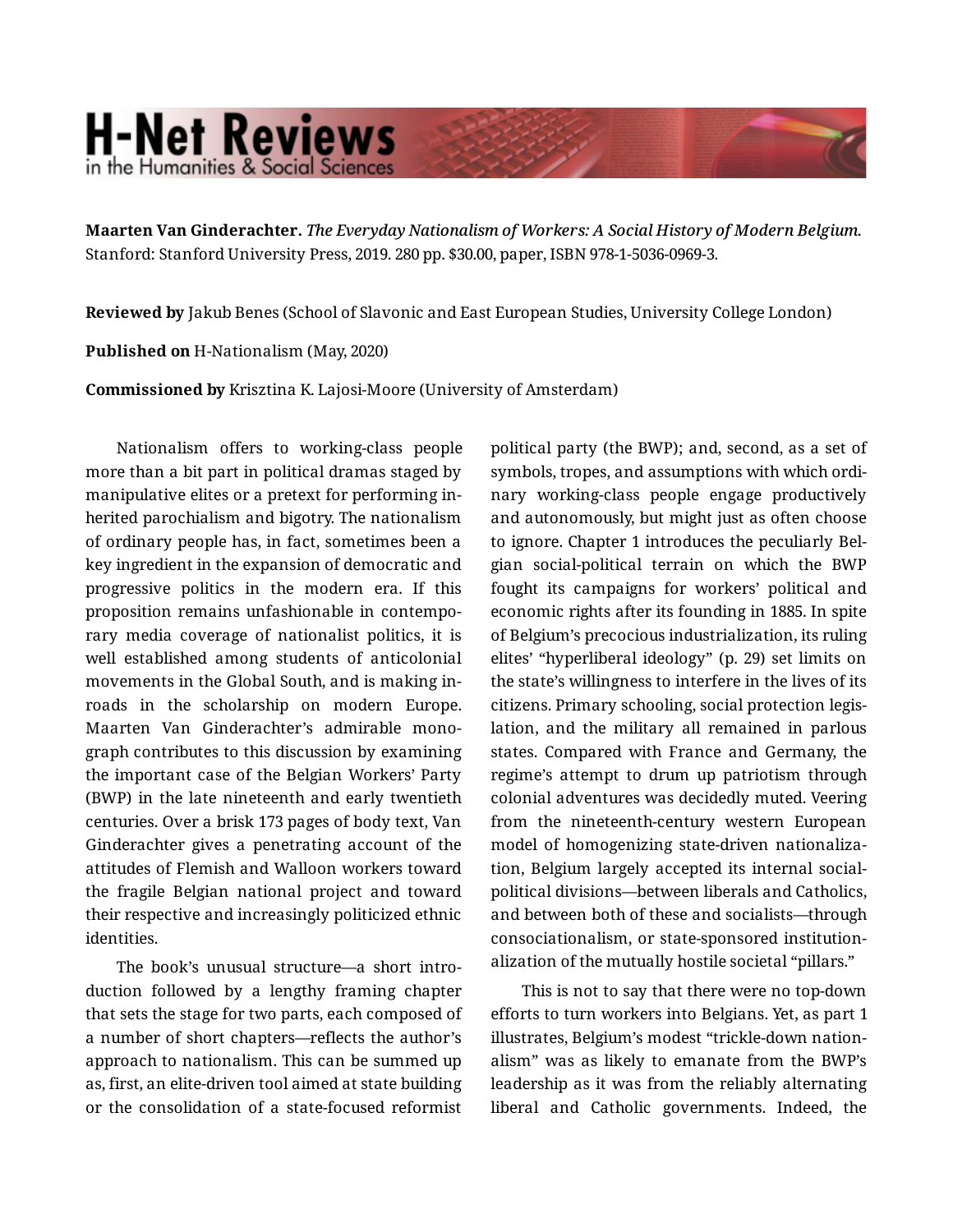**Maarten Van Ginderachter.** *The Everyday Nationalism of Workers: A Social History of Modern Belgium.* Stanford: Stanford University Press, 2019. 280 pp. $30.00, paper, ISBN 978-1-5036-0969-3.

**Reviewed by** Jakub Benes (School of Slavonic and East European Studies, University College London)

**Published on** H-Nationalism (May, 2020)

**Commissioned by** Krisztina K. Lajosi-Moore (University of Amsterdam)

Nationalism offers to working-class people more than a bit part in political dramas staged by manipulative elites or a pretext for performing inherited parochialism and bigotry. The nationalism of ordinary people has, in fact, sometimes been a key ingredient in the expansion of democratic and progressive politics in the modern era. If this proposition remains unfashionable in contemporary media coverage of nationalist politics, it is well established among students of anticolonial movements in the Global South, and is making inroads in the scholarship on modern Europe. Maarten Van Ginderachter's admirable monograph contributes to this discussion by examining the important case of the Belgian Workers' Party (BWP) in the late nineteenth and early twentieth centuries. Over a brisk 173 pages of body text, Van Ginderachter gives a penetrating account of the attitudes of Flemish and Walloon workers toward the fragile Belgian national project and toward their respective and increasingly politicized ethnic identities.

The book's unusual structure—a short introduction followed by a lengthy framing chapter that sets the stage for two parts, each composed of a number of short chapters—reflects the author's approach to nationalism. This can be summed up as, first, an elite-driven tool aimed at state building or the consolidation of a state-focused reformist political party (the BWP); and, second, as a set of symbols, tropes, and assumptions with which ordinary working-class people engage productively and autonomously, but might just as often choose to ignore. Chapter 1 introduces the peculiarly Belgian social-political terrain on which the BWP fought its campaigns for workers' political and economic rights after its founding in 1885. In spite of Belgium's precocious industrialization, its ruling elites' "hyperliberal ideology" (p. 29) set limits on the state's willingness to interfere in the lives of its citizens. Primary schooling, social protection legislation, and the military all remained in parlous states. Compared with France and Germany, the regime's attempt to drum up patriotism through colonial adventures was decidedly muted. Veering from the nineteenth-century western European model of homogenizing state-driven nationalization, Belgium largely accepted its internal social-political divisions—between liberals and Catholics, and between both of these and socialists—through consociationalism, or state-sponsored institutionalization of the mutually hostile societal "pillars."

This is not to say that there were no top-down efforts to turn workers into Belgians. Yet, as part 1 illustrates, Belgium's modest "trickle-down nationalism" was as likely to emanate from the BWP's leadership as it was from the reliably alternating liberal and Catholic governments. Indeed, the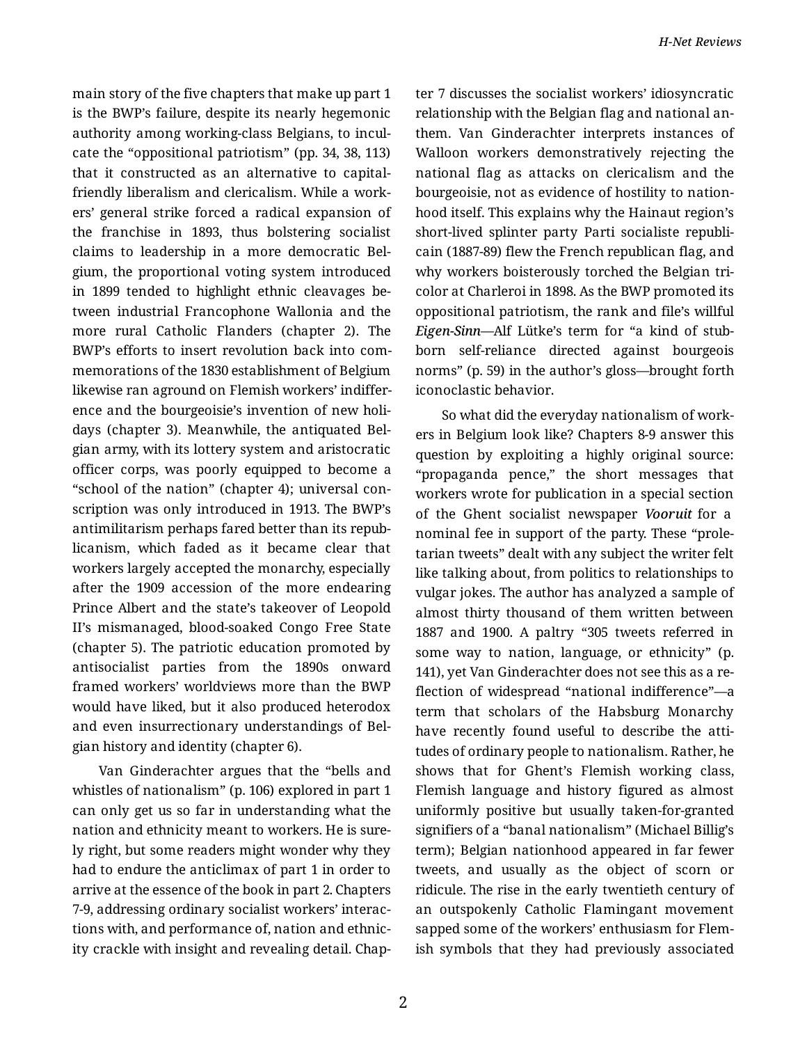main story of the five chapters that make up part 1 is the BWP's failure, despite its nearly hegemonic authority among working-class Belgians, to inculcate the "oppositional patriotism" (pp. 34, 38, 113) that it constructed as an alternative to capital-friendly liberalism and clericalism. While a workers' general strike forced a radical expansion of the franchise in 1893, thus bolstering socialist claims to leadership in a more democratic Belgium, the proportional voting system introduced in 1899 tended to highlight ethnic cleavages between industrial Francophone Wallonia and the more rural Catholic Flanders (chapter 2). The BWP's efforts to insert revolution back into commemorations of the 1830 establishment of Belgium likewise ran aground on Flemish workers' indifference and the bourgeoisie's invention of new holidays (chapter 3). Meanwhile, the antiquated Belgian army, with its lottery system and aristocratic officer corps, was poorly equipped to become a "school of the nation" (chapter 4); universal conscription was only introduced in 1913. The BWP's antimilitarism perhaps fared better than its republicanism, which faded as it became clear that workers largely accepted the monarchy, especially after the 1909 accession of the more endearing Prince Albert and the state's takeover of Leopold II's mismanaged, blood-soaked Congo Free State (chapter 5). The patriotic education promoted by antisocialist parties from the 1890s onward framed workers' worldviews more than the BWP would have liked, but it also produced heterodox and even insurrectionary understandings of Belgian history and identity (chapter 6).

Van Ginderachter argues that the "bells and whistles of nationalism" (p. 106) explored in part 1 can only get us so far in understanding what the nation and ethnicity meant to workers. He is surely right, but some readers might wonder why they had to endure the anticlimax of part 1 in order to arrive at the essence of the book in part 2. Chapters 7-9, addressing ordinary socialist workers' interactions with, and performance of, nation and ethnicity crackle with insight and revealing detail. Chapter 7 discusses the socialist workers' idiosyncratic relationship with the Belgian flag and national anthem. Van Ginderachter interprets instances of Walloon workers demonstratively rejecting the national flag as attacks on clericalism and the bourgeoisie, not as evidence of hostility to nationhood itself. This explains why the Hainaut region's short-lived splinter party Parti socialiste republicain (1887-89) flew the French republican flag, and why workers boisterously torched the Belgian tricolor at Charleroi in 1898. As the BWP promoted its oppositional patriotism, the rank and file's willful ***Eigen-Sinn***—Alf Lütke's term for "a kind of stubborn self-reliance directed against bourgeois norms" (p. 59) in the author's gloss—brought forth iconoclastic behavior.

So what did the everyday nationalism of workers in Belgium look like? Chapters 8-9 answer this question by exploiting a highly original source: "propaganda pence," the short messages that workers wrote for publication in a special section of the Ghent socialist newspaper ***Vooruit*** for a nominal fee in support of the party. These "proletarian tweets" dealt with any subject the writer felt like talking about, from politics to relationships to vulgar jokes. The author has analyzed a sample of almost thirty thousand of them written between 1887 and 1900. A paltry "305 tweets referred in some way to nation, language, or ethnicity" (p. 141), yet Van Ginderachter does not see this as a reflection of widespread "national indifference"—a term that scholars of the Habsburg Monarchy have recently found useful to describe the attitudes of ordinary people to nationalism. Rather, he shows that for Ghent's Flemish working class, Flemish language and history figured as almost uniformly positive but usually taken-for-granted signifiers of a "banal nationalism" (Michael Billig's term); Belgian nationhood appeared in far fewer tweets, and usually as the object of scorn or ridicule. The rise in the early twentieth century of an outspokenly Catholic Flamingant movement sapped some of the workers' enthusiasm for Flemish symbols that they had previously associated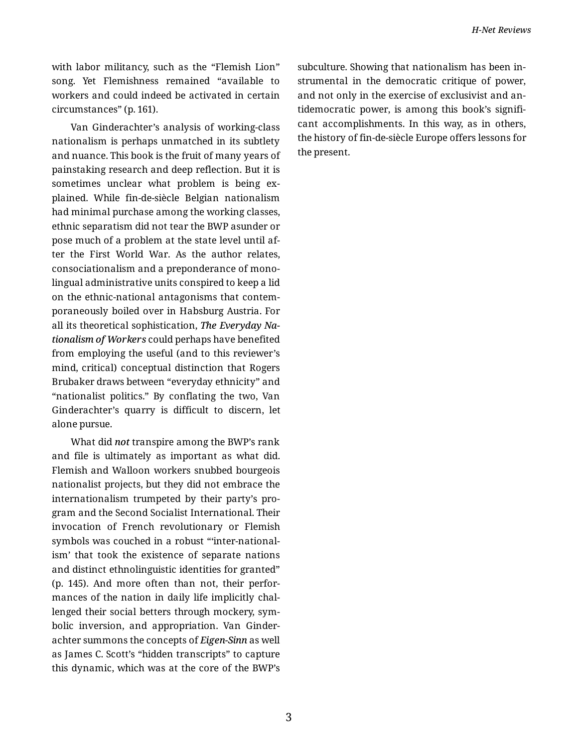with labor militancy, such as the "Flemish Lion" song. Yet Flemishness remained "available to workers and could indeed be activated in certain circumstances" (p. 161).

Van Ginderachter's analysis of working-class nationalism is perhaps unmatched in its subtlety and nuance. This book is the fruit of many years of painstaking research and deep reflection. But it is sometimes unclear what problem is being explained. While fin-de-siècle Belgian nationalism had minimal purchase among the working classes, ethnic separatism did not tear the BWP asunder or pose much of a problem at the state level until after the First World War. As the author relates, consociationalism and a preponderance of monolingual administrative units conspired to keep a lid on the ethnic-national antagonisms that contemporaneously boiled over in Habsburg Austria. For all its theoretical sophistication, ***The Everyday Nationalism of Workers*** could perhaps have benefited from employing the useful (and to this reviewer's mind, critical) conceptual distinction that Rogers Brubaker draws between "everyday ethnicity" and "nationalist politics." By conflating the two, Van Ginderachter's quarry is difficult to discern, let alone pursue.

What did ***not*** transpire among the BWP's rank and file is ultimately as important as what did. Flemish and Walloon workers snubbed bourgeois nationalist projects, but they did not embrace the internationalism trumpeted by their party's program and the Second Socialist International. Their invocation of French revolutionary or Flemish symbols was couched in a robust "'inter-nationalism' that took the existence of separate nations and distinct ethnolinguistic identities for granted" (p. 145). And more often than not, their performances of the nation in daily life implicitly challenged their social betters through mockery, symbolic inversion, and appropriation. Van Ginderachter summons the concepts of ***Eigen-Sinn*** as well as James C. Scott's "hidden transcripts" to capture this dynamic, which was at the core of the BWP's subculture. Showing that nationalism has been instrumental in the democratic critique of power, and not only in the exercise of exclusivist and antidemocratic power, is among this book's significant accomplishments. In this way, as in others, the history of fin-de-siècle Europe offers lessons for the present.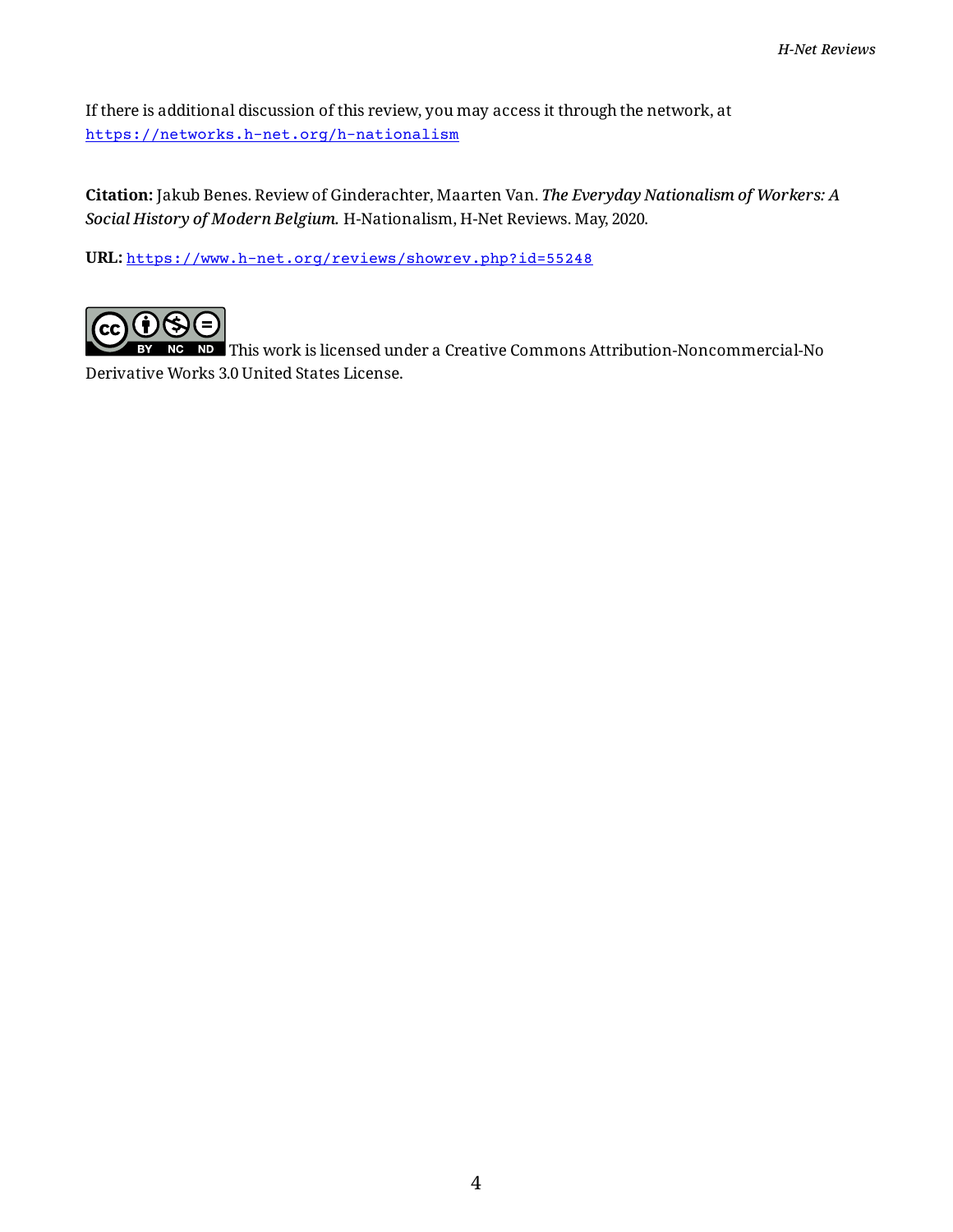If there is additional discussion of this review, you may access it through the network, at https://networks.h-net.org/h-nationalism

**Citation:** Jakub Benes. Review of Ginderachter, Maarten Van. ***The Everyday Nationalism of Workers: A Social History of Modern Belgium.*** H-Nationalism, H-Net Reviews. May, 2020.

**URL:** https://www.h-net.org/reviews/showrev.php?id=55248

This work is licensed under a Creative Commons Attribution-Noncommercial-No Derivative Works 3.0 United States License.